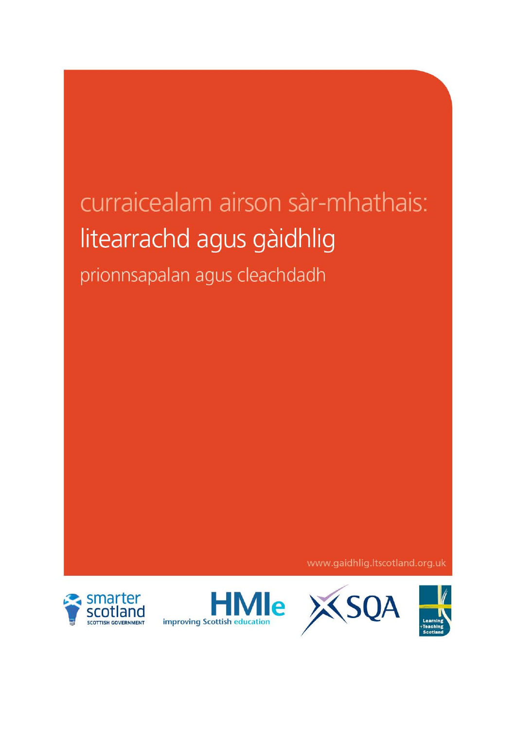# curraicealam airson sàr-mhathais:

## litearrachd agus gàidhlig

### prionnsapalan agus cleachdadh

www.gaidhlig.ltscotland.org.uk

smarter scotland SCOTTISH GOVERNMENT

HMIe improving Scottish education

SQA

Learning + Teaching Scotland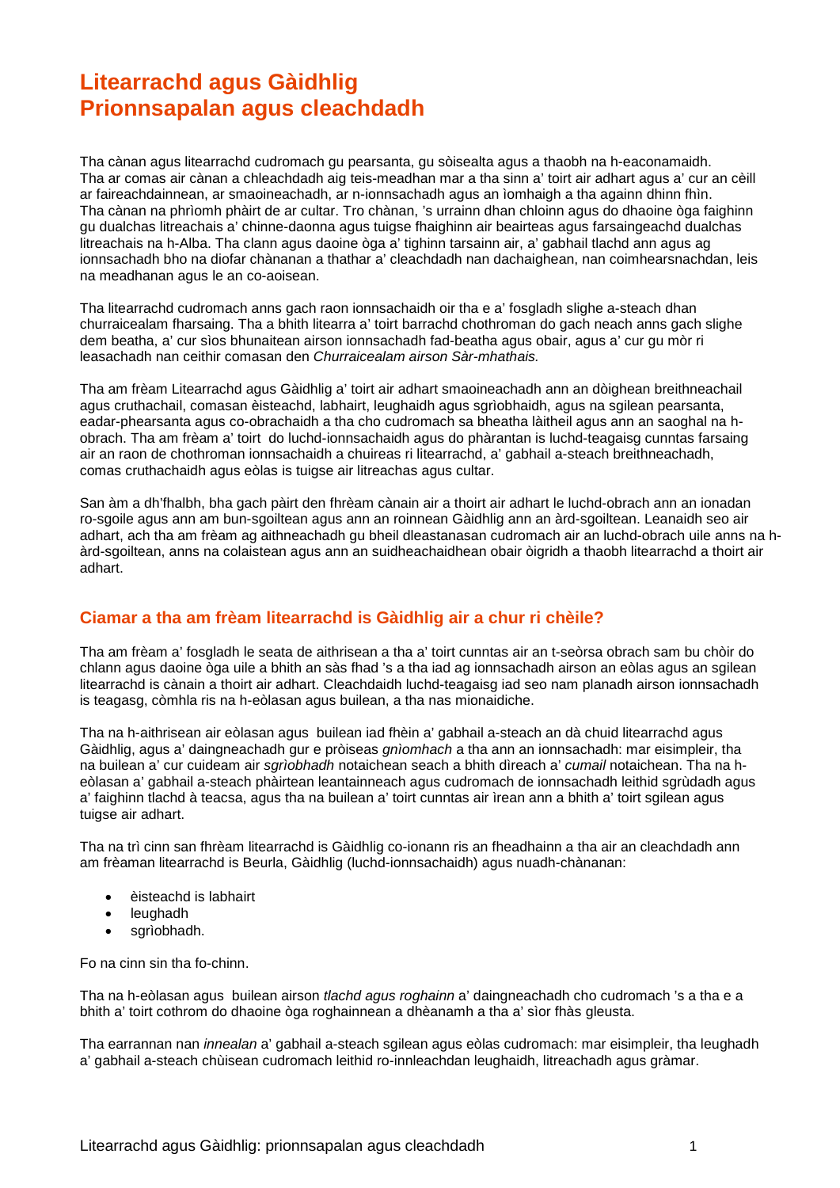# Litearrachd agus Gàidhlig
# Prionnsapalan agus cleachdadh

Tha cànan agus litearrachd cudromach gu pearsanta, gu sòisealta agus a thaobh na h-eaconamaidh. Tha ar comas air cànan a chleachdadh aig teis-meadhan mar a tha sinn a' toirt air adhart agus a' cur an cèill ar faireachdainnean, ar smaoineachadh, ar n-ionnsachadh agus an ìomhaigh a tha againn dhinn fhìn. Tha cànan na phrìomh phàirt de ar cultar. Tro chànan, 's urrainn dhan chloinn agus do dhaoine òga faighinn gu dualchas litreachais a' chinne-daonna agus tuigse fhaighinn air beairteas agus farsaingeachd dualchas litreachais na h-Alba. Tha clann agus daoine òga a' tighinn tarsainn air, a' gabhail tlachd ann agus ag ionnsachadh bho na diofar chànanan a thathar a' cleachdadh nan dachaighean, nan coimhearsnachdan, leis na meadhanan agus le an co-aoisean.

Tha litearrachd cudromach anns gach raon ionnsachaidh oir tha e a' fosgladh slighe a-steach dhan churraicealam fharsaing. Tha a bhith litearra a' toirt barrachd chothroman do gach neach anns gach slighe dem beatha, a' cur sìos bhunaitean airson ionnsachadh fad-beatha agus obair, agus a' cur gu mòr ri leasachadh nan ceithir comasan den *Churraicealam airson Sàr-mhathais.*

Tha am frèam Litearrachd agus Gàidhlig a' toirt air adhart smaoineachadh ann an dòighean breithneachail agus cruthachail, comasan èisteachd, labhairt, leughaidh agus sgrìobhaidh, agus na sgilean pearsanta, eadar-phearsanta agus co-obrachaidh a tha cho cudromach sa bheatha làitheil agus ann an saoghal na h-obrach. Tha am frèam a' toirt do luchd-ionnsachaidh agus do phàrantan is luchd-teagaisg cunntas farsaing air an raon de chothroman ionnsachaidh a chuireas ri litearrachd, a' gabhail a-steach breithneachadh, comas cruthachaidh agus eòlas is tuigse air litreachas agus cultar.

San àm a dh'fhalbh, bha gach pàirt den fhrèam cànain air a thoirt air adhart le luchd-obrach ann an ionadan ro-sgoile agus ann am bun-sgoiltean agus ann an roinnean Gàidhlig ann an àrd-sgoiltean. Leanaidh seo air adhart, ach tha am frèam ag aithneachadh gu bheil dleastanasan cudromach air an luchd-obrach uile anns na h-àrd-sgoiltean, anns na colaistean agus ann an suidheachaidhean obair òigridh a thaobh litearrachd a thoirt air adhart.

## Ciamar a tha am frèam litearrachd is Gàidhlig air a chur ri chèile?

Tha am frèam a' fosgladh le seata de aithrisean a tha a' toirt cunntas air an t-seòrsa obrach sam bu chòir do chlann agus daoine òga uile a bhith an sàs fhad 's a tha iad ag ionnsachadh airson an eòlas agus an sgilean litearrachd is cànain a thoirt air adhart. Cleachdaidh luchd-teagaisg iad seo nam planadh airson ionnsachadh is teagasg, còmhla ris na h-eòlasan agus builean, a tha nas mionaidiche.

Tha na h-aithrisean air eòlasan agus builean iad fhèin a' gabhail a-steach an dà chuid litearrachd agus Gàidhlig, agus a' daingneachadh gur e pròiseas *gnìomhach* a tha ann an ionnsachadh: mar eisimpleir, tha na builean a' cur cuideam air *sgrìobhadh* notaichean seach a bhith dìreach a' *cumail* notaichean. Tha na h-eòlasan a' gabhail a-steach phàirtean leantainneach agus cudromach de ionnsachadh leithid sgrùdadh agus a' faighinn tlachd à teacsa, agus tha na builean a' toirt cunntas air ìrean ann a bhith a' toirt sgilean agus tuigse air adhart.

Tha na trì cinn san fhrèam litearrachd is Gàidhlig co-ionann ris an fheadhainn a tha air an cleachdadh ann am frèaman litearrachd is Beurla, Gàidhlig (luchd-ionnsachaidh) agus nuadh-chànanan:

- èisteachd is labhairt
- leughadh
- sgrìobhadh.

Fo na cinn sin tha fo-chinn.

Tha na h-eòlasan agus builean airson *tlachd agus roghainn* a' daingneachadh cho cudromach 's a tha e a bhith a' toirt cothrom do dhaoine òga roghainnean a dhèanamh a tha a' sìor fhàs gleusta.

Tha earrannan nan *innealan* a' gabhail a-steach sgilean agus eòlas cudromach: mar eisimpleir, tha leughadh a' gabhail a-steach chùisean cudromach leithid ro-innleachdan leughaidh, litreachadh agus gràmar.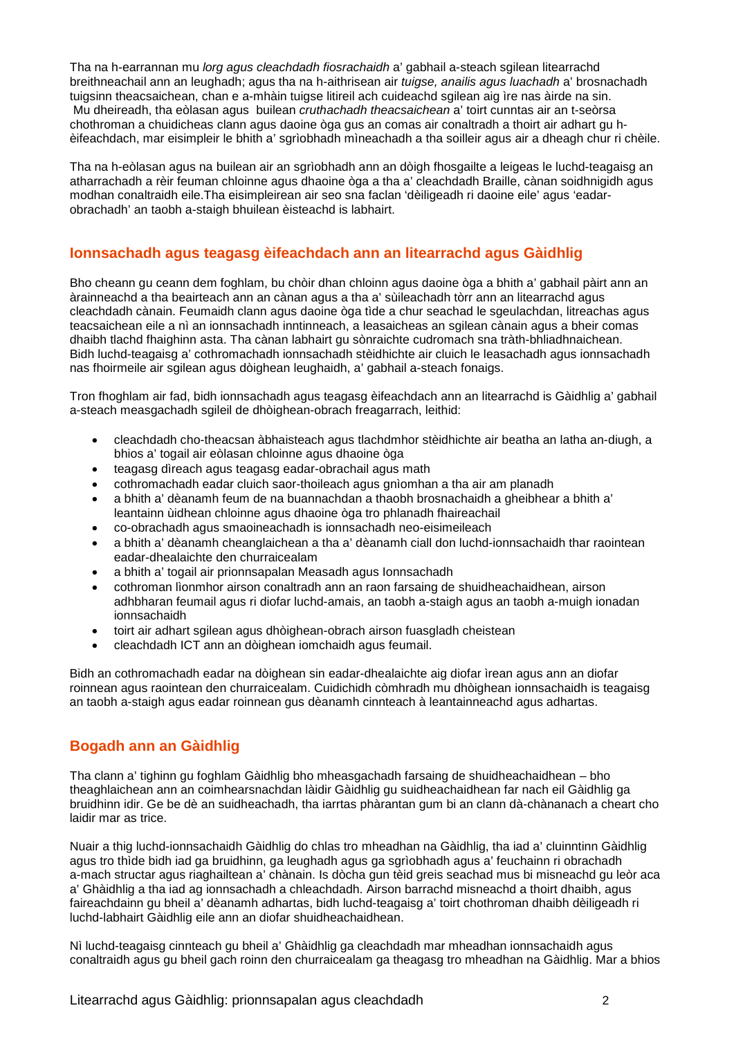Tha na h-earrannan mu *lorg agus cleachdadh fiosrachaidh* a' gabhail a-steach sgilean litearrachd breithneachail ann an leughadh; agus tha na h-aithrisean air *tuigse, anailis agus luachadh* a' brosnachadh tuigsinn theacsaichean, chan e a-mhàin tuigse litireil ach cuideachd sgilean aig ìre nas àirde na sin. Mu dheireadh, tha eòlasan agus builean *cruthachadh theacsaichean* a' toirt cunntas air an t-seòrsa chothroman a chuidicheas clann agus daoine òga gus an comas air conaltradh a thoirt air adhart gu h-èifeachdach, mar eisimpleir le bhith a' sgrìobhadh mìneachadh a tha soilleir agus air a dheagh chur ri chèile.

Tha na h-eòlasan agus na builean air an sgrìobhadh ann an dòigh fhosgailte a leigeas le luchd-teagaisg an atharrachadh a rèir feuman chloinne agus dhaoine òga a tha a' cleachdadh Braille, cànan soidhnigidh agus modhan conaltraidh eile.Tha eisimpleirean air seo sna faclan 'dèiligeadh ri daoine eile' agus 'eadar-obrachadh' an taobh a-staigh bhuilean èisteachd is labhairt.

## Ionnsachadh agus teagasg èifeachdach ann an litearrachd agus Gàidhlig

Bho cheann gu ceann dem foghlam, bu chòir dhan chloinn agus daoine òga a bhith a' gabhail pàirt ann an àrainneachd a tha beairteach ann an cànan agus a tha a' sùileachadh tòrr ann an litearrachd agus cleachdadh cànain. Feumaidh clann agus daoine òga tìde a chur seachad le sgeulachdan, litreachas agus teacsaichean eile a nì an ionnsachadh inntinneach, a leasaicheas an sgilean cànain agus a bheir comas dhaibh tlachd fhaighinn asta. Tha cànan labhairt gu sònraichte cudromach sna tràth-bhliadhnaichean. Bidh luchd-teagaisg a' cothromachadh ionnsachadh stèidhichte air cluich le leasachadh agus ionnsachadh nas fhoirmeile air sgilean agus dòighean leughaidh, a' gabhail a-steach fonaigs.

Tron fhoghlam air fad, bidh ionnsachadh agus teagasg èifeachdach ann an litearrachd is Gàidhlig a' gabhail a-steach measgachadh sgileil de dhòighean-obrach freagarrach, leithid:

- cleachdadh cho-theacsan àbhaisteach agus tlachdmhor stèidhichte air beatha an latha an-diugh, a bhios a' togail air eòlasan chloinne agus dhaoine òga
- teagasg dìreach agus teagasg eadar-obrachail agus math
- cothromachadh eadar cluich saor-thoileach agus gnìomhan a tha air am planadh
- a bhith a' dèanamh feum de na buannachdan a thaobh brosnachaidh a gheibhear a bhith a' leantainn ùidhean chloinne agus dhaoine òga tro phlanadh fhaireachail
- co-obrachadh agus smaoineachadh is ionnsachadh neo-eisimeileach
- a bhith a' dèanamh cheanglaichean a tha a' dèanamh ciall don luchd-ionnsachaidh thar raointean eadar-dhealaichte den churraicealam
- a bhith a' togail air prionnsapalan Measadh agus Ionnsachadh
- cothroman lìonmhor airson conaltradh ann an raon farsaing de shuidheachaidhean, airson adhbharan feumail agus ri diofar luchd-amais, an taobh a-staigh agus an taobh a-muigh ionadan ionnsachaidh
- toirt air adhart sgilean agus dhòighean-obrach airson fuasgladh cheistean
- cleachdadh ICT ann an dòighean iomchaidh agus feumail.

Bidh an cothromachadh eadar na dòighean sin eadar-dhealaichte aig diofar ìrean agus ann an diofar roinnean agus raointean den churraicealam. Cuidichidh còmhradh mu dhòighean ionnsachaidh is teagaisg an taobh a-staigh agus eadar roinnean gus dèanamh cinnteach à leantainneachd agus adhartas.

## Bogadh ann an Gàidhlig

Tha clann a' tighinn gu foghlam Gàidhlig bho mheasgachadh farsaing de shuidheachaidhean – bho theaghlaichean ann an coimhearsnachdan làidir Gàidhlig gu suidheachaidhean far nach eil Gàidhlig ga bruidhinn idir. Ge be dè an suidheachadh, tha iarrtas phàrantan gum bi an clann dà-chànanach a cheart cho laidir mar as trice.

Nuair a thig luchd-ionnsachaidh Gàidhlig do chlas tro mheadhan na Gàidhlig, tha iad a' cluinntinn Gàidhlig agus tro thìde bidh iad ga bruidhinn, ga leughadh agus ga sgrìobhadh agus a' feuchainn ri obrachadh a-mach structar agus riaghailtean a' chànain. Is dòcha gun tèid greis seachad mus bi misneachd gu leòr aca a' Ghàidhlig a tha iad ag ionnsachadh a chleachdadh. Airson barrachd misneachd a thoirt dhaibh, agus faireachdainn gu bheil a' dèanamh adhartas, bidh luchd-teagaisg a' toirt chothroman dhaibh dèiligeadh ri luchd-labhairt Gàidhlig eile ann an diofar shuidheachaidhean.

Nì luchd-teagaisg cinnteach gu bheil a' Ghàidhlig ga cleachdadh mar mheadhan ionnsachaidh agus conaltraidh agus gu bheil gach roinn den churraicealam ga theagasg tro mheadhan na Gàidhlig. Mar a bhios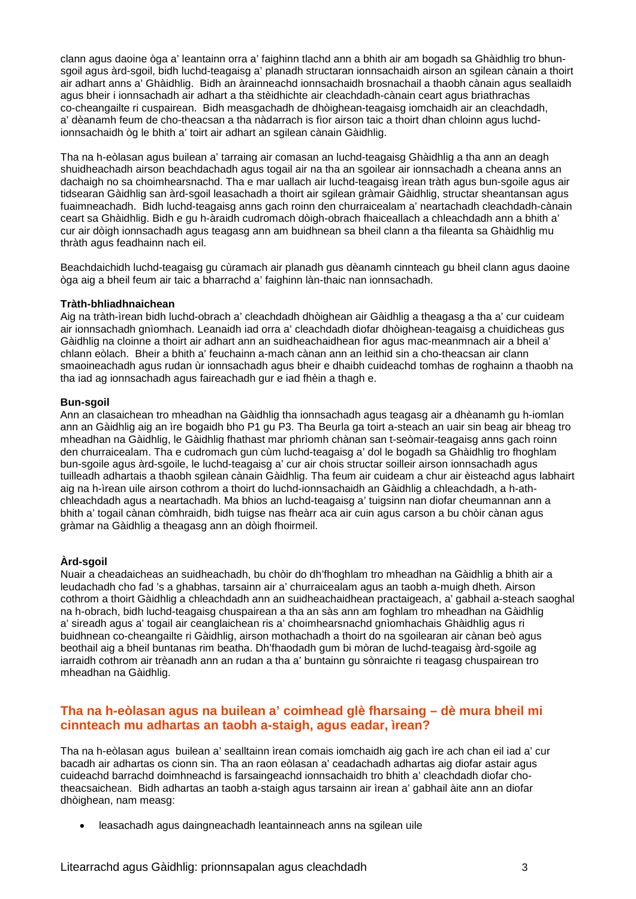clann agus daoine òga a' leantainn orra a' faighinn tlachd ann a bhith air am bogadh sa Ghàidhlig tro bhun-sgoil agus àrd-sgoil, bidh luchd-teagaisg a' planadh structaran ionnsachaidh airson an sgilean cànain a thoirt air adhart anns a' Ghàidhlig. Bidh an àrainneachd ionnsachaidh brosnachail a thaobh cànain agus seallaidh agus bheir i ionnsachadh air adhart a tha stèidhichte air cleachdadh-cànain ceart agus briathrachas co-cheangailte ri cuspairean. Bidh measgachadh de dhòighean-teagaisg iomchaidh air an cleachdadh, a' dèanamh feum de cho-theacsan a tha nàdarrach is fìor airson taic a thoirt dhan chloinn agus luchd-ionnsachaidh òg le bhith a' toirt air adhart an sgilean cànain Gàidhlig.

Tha na h-eòlasan agus builean a' tarraing air comasan an luchd-teagaisg Ghàidhlig a tha ann an deagh shuidheachadh airson beachdachadh agus togail air na tha an sgoilear air ionnsachadh a cheana anns an dachaigh no sa choimhearsnachd. Tha e mar uallach air luchd-teagaisg ìrean tràth agus bun-sgoile agus air tidsearan Gàidhlig san àrd-sgoil leasachadh a thoirt air sgilean gràmair Gàidhlig, structar sheantansan agus fuaimneachadh. Bidh luchd-teagaisg anns gach roinn den churraicealam a' neartachadh cleachdadh-cànain ceart sa Ghàidhlig. Bidh e gu h-àraidh cudromach dòigh-obrach fhaiceallach a chleachdadh ann a bhith a' cur air dòigh ionnsachadh agus teagasg ann am buidhnean sa bheil clann a tha fileanta sa Ghàidhlig mu thràth agus feadhainn nach eil.

Beachdaichidh luchd-teagaisg gu cùramach air planadh gus dèanamh cinnteach gu bheil clann agus daoine òga aig a bheil feum air taic a bharrachd a' faighinn làn-thaic nan ionnsachadh.

**Tràth-bhliadhnaichean**
Aig na tràth-ìrean bidh luchd-obrach a' cleachdadh dhòighean air Gàidhlig a theagasg a tha a' cur cuideam air ionnsachadh gnìomhach. Leanaidh iad orra a' cleachdadh diofar dhòighean-teagaisg a chuidicheas gus Gàidhlig na cloinne a thoirt air adhart ann an suidheachaidhean fìor agus mac-meanmnach air a bheil a' chlann eòlach. Bheir a bhith a' feuchainn a-mach cànan ann an leithid sin a cho-theacsan air clann smaoineachadh agus rudan ùr ionnsachadh agus bheir e dhaibh cuideachd tomhas de roghainn a thaobh na tha iad ag ionnsachadh agus faireachadh gur e iad fhèin a thagh e.

**Bun-sgoil**
Ann an clasaichean tro mheadhan na Gàidhlig tha ionnsachadh agus teagasg air a dhèanamh gu h-iomlan ann an Gàidhlig aig an ìre bogaidh bho P1 gu P3. Tha Beurla ga toirt a-steach an uair sin beag air bheag tro mheadhan na Gàidhlig, le Gàidhlig fhathast mar phrìomh chànan san t-seòmair-teagaisg anns gach roinn den churraicealam. Tha e cudromach gun cùm luchd-teagaisg a' dol le bogadh sa Ghàidhlig tro fhoghlam bun-sgoile agus àrd-sgoile, le luchd-teagaisg a' cur air chois structar soilleir airson ionnsachadh agus tuilleadh adhartais a thaobh sgilean cànain Gàidhlig. Tha feum air cuideam a chur air èisteachd agus labhairt aig na h-ìrean uile airson cothrom a thoirt do luchd-ionnsachaidh an Gàidhlig a chleachdadh, a h-ath-chleachdadh agus a neartachadh. Ma bhios an luchd-teagaisg a' tuigsinn nan diofar cheumannan ann a bhith a' togail cànan còmhraidh, bidh tuigse nas fheàrr aca air cuin agus carson a bu chòir cànan agus gràmar na Gàidhlig a theagasg ann an dòigh fhoirmeil.

**Àrd-sgoil**
Nuair a cheadaicheas an suidheachadh, bu chòir do dh'fhoghlam tro mheadhan na Gàidhlig a bhith air a leudachadh cho fad 's a ghabhas, tarsainn air a' churraicealam agus an taobh a-muigh dheth. Airson cothrom a thoirt Gàidhlig a chleachdadh ann an suidheachaidhean practaigeach, a' gabhail a-steach saoghal na h-obrach, bidh luchd-teagaisg chuspairean a tha an sàs ann am foghlam tro mheadhan na Gàidhlig a' sireadh agus a' togail air ceanglaichean ris a' choimhearsnachd gnìomhachais Ghàidhlig agus ri buidhnean co-cheangailte ri Gàidhlig, airson mothachadh a thoirt do na sgoilearan air cànan beò agus beothail aig a bheil buntanas rim beatha. Dh'fhaodadh gum bi mòran de luchd-teagaisg àrd-sgoile ag iarraidh cothrom air trèanadh ann an rudan a tha a' buntainn gu sònraichte ri teagasg chuspairean tro mheadhan na Gàidhlig.

## Tha na h-eòlasan agus na builean a' coimhead glè fharsaing – dè mura bheil mi cinnteach mu adhartas an taobh a-staigh, agus eadar, ìrean?

Tha na h-eòlasan agus builean a' sealltainn ìrean comais iomchaidh aig gach ìre ach chan eil iad a' cur bacadh air adhartas os cionn sin. Tha an raon eòlasan a' ceadachadh adhartas aig diofar astair agus cuideachd barrachd doimhneachd is farsaingeachd ionnsachaidh tro bhith a' cleachdadh diofar cho-theacsaichean. Bidh adhartas an taobh a-staigh agus tarsainn air ìrean a' gabhail àite ann an diofar dhòighean, nam measg:

- leasachadh agus daingneachadh leantainneach anns na sgilean uile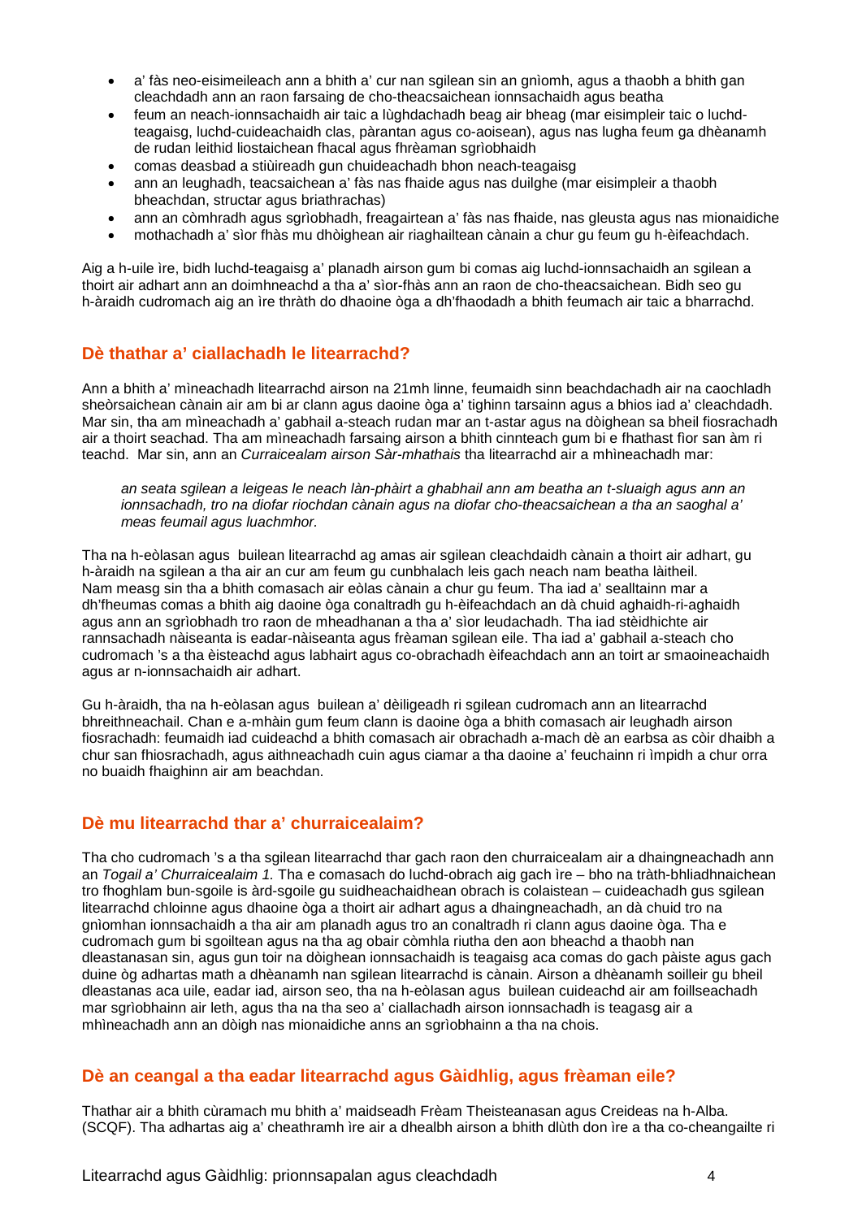- a' fàs neo-eisimeileach ann a bhith a' cur nan sgilean sin an gnìomh, agus a thaobh a bhith gan cleachdadh ann an raon farsaing de cho-theacsaichean ionnsachaidh agus beatha
- feum an neach-ionnsachaidh air taic a lùghdachadh beag air bheag (mar eisimpleir taic o luchd-teagaisg, luchd-cuideachaidh clas, pàrantan agus co-aoisean), agus nas lugha feum ga dhèanamh de rudan leithid liostaichean fhacal agus fhrèaman sgrìobhaidh
- comas deasbad a stiùireadh gun chuideachadh bhon neach-teagaisg
- ann an leughadh, teacsaichean a' fàs nas fhaide agus nas duilghe (mar eisimpleir a thaobh bheachdan, structar agus briathrachas)
- ann an còmhradh agus sgrìobhadh, freagairtean a' fàs nas fhaide, nas gleusta agus nas mionaidiche
- mothachadh a' sìor fhàs mu dhòighean air riaghailtean cànain a chur gu feum gu h-èifeachdach.

Aig a h-uile ìre, bidh luchd-teagaisg a' planadh airson gum bi comas aig luchd-ionnsachaidh an sgilean a thoirt air adhart ann an doimhneachd a tha a' sìor-fhàs ann an raon de cho-theacsaichean. Bidh seo gu h-àraidh cudromach aig an ìre thràth do dhaoine òga a dh'fhaodadh a bhith feumach air taic a bharrachd.

## Dè thathar a' ciallachadh le litearrachd?

Ann a bhith a' mìneachadh litearrachd airson na 21mh linne, feumaidh sinn beachdachadh air na caochladh sheòrsaichean cànain air am bi ar clann agus daoine òga a' tighinn tarsainn agus a bhios iad a' cleachdadh. Mar sin, tha am mìneachadh a' gabhail a-steach rudan mar an t-astar agus na dòighean sa bheil fiosrachadh air a thoirt seachad. Tha am mìneachadh farsaing airson a bhith cinnteach gum bi e fhathast fìor san àm ri teachd. Mar sin, ann an *Curraicealam airson Sàr-mhathais* tha litearrachd air a mhìneachadh mar:

> *an seata sgilean a leigeas le neach làn-phàirt a ghabhail ann am beatha an t-sluaigh agus ann an ionnsachadh, tro na diofar riochdan cànain agus na diofar cho-theacsaichean a tha an saoghal a' meas feumail agus luachmhor.*

Tha na h-eòlasan agus builean litearrachd ag amas air sgilean cleachdaidh cànain a thoirt air adhart, gu h-àraidh na sgilean a tha air an cur am feum gu cunbhalach leis gach neach nam beatha làitheil. Nam measg sin tha a bhith comasach air eòlas cànain a chur gu feum. Tha iad a' sealltainn mar a dh'fheumas comas a bhith aig daoine òga conaltradh gu h-èifeachdach an dà chuid aghaidh-ri-aghaidh agus ann an sgrìobhadh tro raon de mheadhanan a tha a' sìor leudachadh. Tha iad stèidhichte air rannsachadh nàiseanta is eadar-nàiseanta agus frèaman sgilean eile. Tha iad a' gabhail a-steach cho cudromach 's a tha èisteachd agus labhairt agus co-obrachadh èifeachdach ann an toirt ar smaoineachaidh agus ar n-ionnsachaidh air adhart.

Gu h-àraidh, tha na h-eòlasan agus builean a' dèiligeadh ri sgilean cudromach ann an litearrachd bhreithneachail. Chan e a-mhàin gum feum clann is daoine òga a bhith comasach air leughadh airson fiosrachadh: feumaidh iad cuideachd a bhith comasach air obrachadh a-mach dè an earbsa as còir dhaibh a chur san fhiosrachadh, agus aithneachadh cuin agus ciamar a tha daoine a' feuchainn ri ìmpidh a chur orra no buaidh fhaighinn air am beachdan.

## Dè mu litearrachd thar a' churraicealaim?

Tha cho cudromach 's a tha sgilean litearrachd thar gach raon den churraicealam air a dhaingneachadh ann an *Togail a' Churraicealaim 1.* Tha e comasach do luchd-obrach aig gach ìre – bho na tràth-bhliadhnaichean tro fhoghlam bun-sgoile is àrd-sgoile gu suidheachaidhean obrach is colaistean – cuideachadh gus sgilean litearrachd chloinne agus dhaoine òga a thoirt air adhart agus a dhaingneachadh, an dà chuid tro na gnìomhan ionnsachaidh a tha air am planadh agus tro an conaltradh ri clann agus daoine òga. Tha e cudromach gum bi sgoiltean agus na tha ag obair còmhla riutha den aon bheachd a thaobh nan dleastanasan sin, agus gun toir na dòighean ionnsachaidh is teagaisg aca comas do gach pàiste agus gach duine òg adhartas math a dhèanamh nan sgilean litearrachd is cànain. Airson a dhèanamh soilleir gu bheil dleastanas aca uile, eadar iad, airson seo, tha na h-eòlasan agus builean cuideachd air am foillseachadh mar sgrìobhainn air leth, agus tha na tha seo a' ciallachadh airson ionnsachadh is teagasg air a mhìneachadh ann an dòigh nas mionaidiche anns an sgrìobhainn a tha na chois.

## Dè an ceangal a tha eadar litearrachd agus Gàidhlig, agus frèaman eile?

Thathar air a bhith cùramach mu bhith a' maidseadh Frèam Theisteanasan agus Creideas na h-Alba. (SCQF). Tha adhartas aig a' cheathramh ìre air a dhealbh airson a bhith dlùth don ìre a tha co-cheangailte ri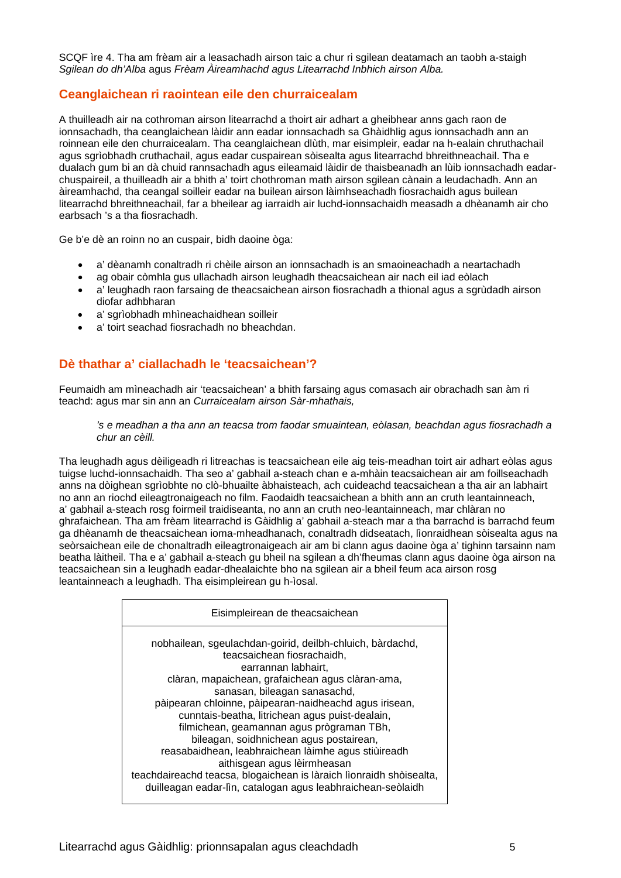SCQF ìre 4. Tha am frèam air a leasachadh airson taic a chur ri sgilean deatamach an taobh a-staigh *Sgilean do dh'Alba* agus *Frèam Àireamhachd agus Litearrachd Inbhich airson Alba.*

## Ceanglaichean ri raointean eile den churraicealam

A thuilleadh air na cothroman airson litearrachd a thoirt air adhart a gheibhear anns gach raon de ionnsachadh, tha ceanglaichean làidir ann eadar ionnsachadh sa Ghàidhlig agus ionnsachadh ann an roinnean eile den churraicealam. Tha ceanglaichean dlùth, mar eisimpleir, eadar na h-ealain chruthachail agus sgrìobhadh cruthachail, agus eadar cuspairean sòisealta agus litearrachd bhreithneachail. Tha e dualach gum bi an dà chuid rannsachadh agus eileamaid làidir de thaisbeanadh an lùib ionnsachadh eadar-chuspaireil, a thuilleadh air a bhith a' toirt chothroman math airson sgilean cànain a leudachadh. Ann an àireamhachd, tha ceangal soilleir eadar na builean airson làimhseachadh fiosrachaidh agus builean litearrachd bhreithneachail, far a bheilear ag iarraidh air luchd-ionnsachaidh measadh a dhèanamh air cho earbsach 's a tha fiosrachadh.

Ge b'e dè an roinn no an cuspair, bidh daoine òga:

- a' dèanamh conaltradh ri chèile airson an ionnsachadh is an smaoineachadh a neartachadh
- ag obair còmhla gus ullachadh airson leughadh theacsaichean air nach eil iad eòlach
- a' leughadh raon farsaing de theacsaichean airson fiosrachadh a thional agus a sgrùdadh airson diofar adhbharan
- a' sgrìobhadh mhìneachaidhean soilleir
- a' toirt seachad fiosrachadh no bheachdan.

## Dè thathar a' ciallachadh le 'teacsaichean'?

Feumaidh am mìneachadh air 'teacsaichean' a bhith farsaing agus comasach air obrachadh san àm ri teachd: agus mar sin ann an *Curraicealam airson Sàr-mhathais,*

> *'s e meadhan a tha ann an teacsa trom faodar smuaintean, eòlasan, beachdan agus fiosrachadh a chur an cèill.*

Tha leughadh agus dèiligeadh ri litreachas is teacsaichean eile aig teis-meadhan toirt air adhart eòlas agus tuigse luchd-ionnsachaidh. Tha seo a' gabhail a-steach chan e a-mhàin teacsaichean air am foillseachadh anns na dòighean sgrìobhte no clò-bhuailte àbhaisteach, ach cuideachd teacsaichean a tha air an labhairt no ann an riochd eileagtronaigeach no film. Faodaidh teacsaichean a bhith ann an cruth leantainneach, a' gabhail a-steach rosg foirmeil traidiseanta, no ann an cruth neo-leantainneach, mar chlàran no ghrafaichean. Tha am frèam litearrachd is Gàidhlig a' gabhail a-steach mar a tha barrachd is barrachd feum ga dhèanamh de theacsaichean ioma-mheadhanach, conaltradh didseatach, lìonraidhean sòisealta agus na seòrsaichean eile de chonaltradh eileagtronaigeach air am bi clann agus daoine òga a' tighinn tarsainn nam beatha làitheil. Tha e a' gabhail a-steach gu bheil na sgilean a dh'fheumas clann agus daoine òga airson na teacsaichean sin a leughadh eadar-dhealaichte bho na sgilean air a bheil feum aca airson rosg leantainneach a leughadh. Tha eisimpleirean gu h-ìosal.

| Eisimpleirean de theacsaichean |
|---|
| nobhailean, sgeulachdan-goirid, deilbh-chluich, bàrdachd, teacsaichean fiosrachaidh, earrannan labhairt, clàran, mapaichean, grafaichean agus clàran-ama, sanasan, bileagan sanasachd, pàipearan chloinne, pàipearan-naidheachd agus irisean, cunntais-beatha, litrichean agus puist-dealain, filmichean, geamannan agus prògraman TBh, bileagan, soidhnichean agus postairean, reasabaidhean, leabhraichean làimhe agus stiùireadh aithisgean agus lèirmheasan teachdaireachd teacsa, blogaichean is làraich lìonraidh shòisealta, duilleagan eadar-lìn, catalogan agus leabhraichean-seòlaidh |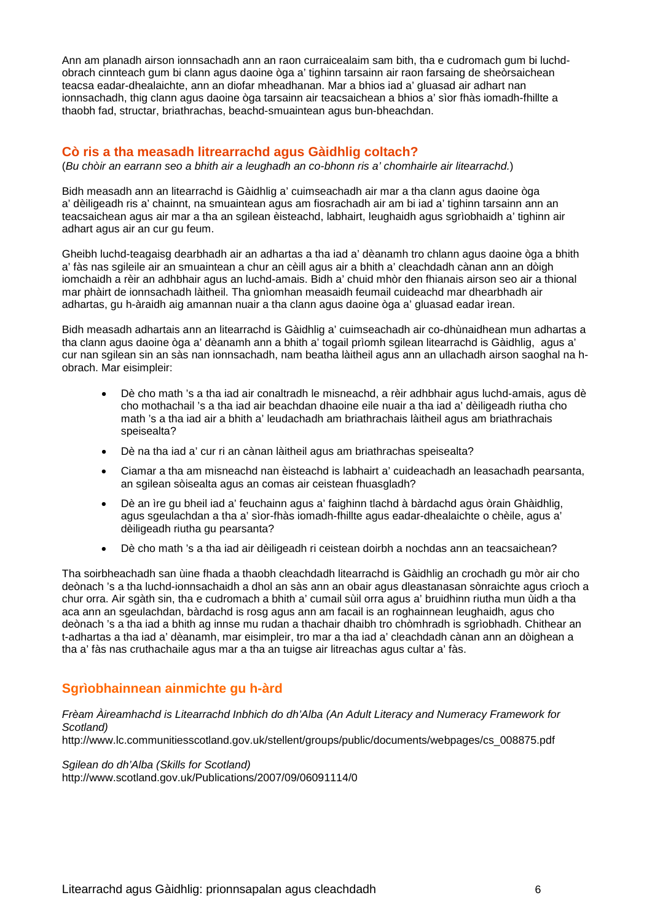Ann am planadh airson ionnsachadh ann an raon curraicealaim sam bith, tha e cudromach gum bi luchd-obrach cinnteach gum bi clann agus daoine òga a' tighinn tarsainn air raon farsaing de sheòrsaichean teacsa eadar-dhealaichte, ann an diofar mheadhanan. Mar a bhios iad a' gluasad air adhart nan ionnsachadh, thig clann agus daoine òga tarsainn air teacsaichean a bhios a' sìor fhàs iomadh-fhillte a thaobh fad, structar, briathrachas, beachd-smuaintean agus bun-bheachdan.

## Cò ris a tha measadh litrearrachd agus Gàidhlig coltach?

(*Bu chòir an earrann seo a bhith air a leughadh an co-bhonn ris a' chomhairle air litearrachd.*)

Bidh measadh ann an litearrachd is Gàidhlig a' cuimseachadh air mar a tha clann agus daoine òga a' dèiligeadh ris a' chainnt, na smuaintean agus am fiosrachadh air am bi iad a' tighinn tarsainn ann an teacsaichean agus air mar a tha an sgilean èisteachd, labhairt, leughaidh agus sgrìobhaidh a' tighinn air adhart agus air an cur gu feum.

Gheibh luchd-teagaisg dearbhadh air an adhartas a tha iad a' dèanamh tro chlann agus daoine òga a bhith a' fàs nas sgileile air an smuaintean a chur an cèill agus air a bhith a' cleachdadh cànan ann an dòigh iomchaidh a rèir an adhbhair agus an luchd-amais. Bidh a' chuid mhòr den fhianais airson seo air a thional mar phàirt de ionnsachadh làitheil. Tha gnìomhan measaidh feumail cuideachd mar dhearbhadh air adhartas, gu h-àraidh aig amannan nuair a tha clann agus daoine òga a' gluasad eadar ìrean.

Bidh measadh adhartais ann an litearrachd is Gàidhlig a' cuimseachadh air co-dhùnaidhean mun adhartas a tha clann agus daoine òga a' dèanamh ann a bhith a' togail prìomh sgilean litearrachd is Gàidhlig, agus a' cur nan sgilean sin an sàs nan ionnsachadh, nam beatha làitheil agus ann an ullachadh airson saoghal na h-obrach. Mar eisimpleir:

- Dè cho math 's a tha iad air conaltradh le misneachd, a rèir adhbhair agus luchd-amais, agus dè cho mothachail 's a tha iad air beachdan dhaoine eile nuair a tha iad a' dèiligeadh riutha cho math 's a tha iad air a bhith a' leudachadh am briathrachais làitheil agus am briathrachais speisealta?
- Dè na tha iad a' cur ri an cànan làitheil agus am briathrachas speisealta?
- Ciamar a tha am misneachd nan èisteachd is labhairt a' cuideachadh an leasachadh pearsanta, an sgilean sòisealta agus an comas air ceistean fhuasgladh?
- Dè an ìre gu bheil iad a' feuchainn agus a' faighinn tlachd à bàrdachd agus òrain Ghàidhlig, agus sgeulachdan a tha a' sìor-fhàs iomadh-fhillte agus eadar-dhealaichte o chèile, agus a' dèiligeadh riutha gu pearsanta?
- Dè cho math 's a tha iad air dèiligeadh ri ceistean doirbh a nochdas ann an teacsaichean?

Tha soirbheachadh san ùine fhada a thaobh cleachdadh litearrachd is Gàidhlig an crochadh gu mòr air cho deònach 's a tha luchd-ionnsachaidh a dhol an sàs ann an obair agus dleastanasan sònraichte agus crìoch a chur orra. Air sgàth sin, tha e cudromach a bhith a' cumail sùil orra agus a' bruidhinn riutha mun ùidh a tha aca ann an sgeulachdan, bàrdachd is rosg agus ann am facail is an roghainnean leughaidh, agus cho deònach 's a tha iad a bhith ag innse mu rudan a thachair dhaibh tro chòmhradh is sgrìobhadh. Chithear an t-adhartas a tha iad a' dèanamh, mar eisimpleir, tro mar a tha iad a' cleachdadh cànan ann an dòighean a tha a' fàs nas cruthachaile agus mar a tha an tuigse air litreachas agus cultar a' fàs.

## Sgrìobhainnean ainmichte gu h-àrd

*Frèam Àireamhachd is Litearrachd Inbhich do dh'Alba (An Adult Literacy and Numeracy Framework for Scotland)*
http://www.lc.communitiesscotland.gov.uk/stellent/groups/public/documents/webpages/cs_008875.pdf

*Sgilean do dh'Alba (Skills for Scotland)*
http://www.scotland.gov.uk/Publications/2007/09/06091114/0